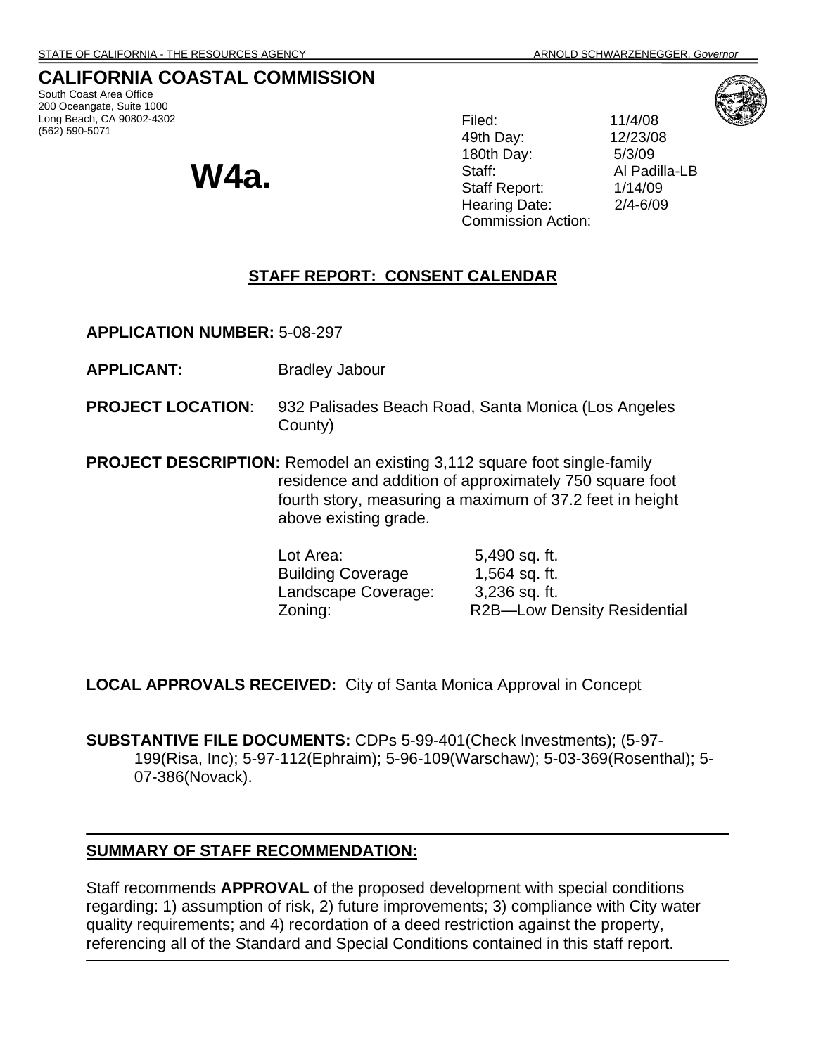STATE OF CALIFORNIA - THE RESOURCES AGENCY ARNOLD SCHWARZENEGGER, *Governor*

# CALIFORNIA COASTAL COMMISSION

South Coast Area Office
200 Oceangate, Suite 1000
Long Beach, CA 90802-4302
(562) 590-5071

# W4a.

Filed: 11/4/08
49th Day: 12/23/08
180th Day: 5/3/09
Staff: Al Padilla-LB
Staff Report: 1/14/09
Hearing Date: 2/4-6/09
Commission Action:

## STAFF REPORT: CONSENT CALENDAR

**APPLICATION NUMBER:** 5-08-297

**APPLICANT:** Bradley Jabour

**PROJECT LOCATION**: 932 Palisades Beach Road, Santa Monica (Los Angeles County)

**PROJECT DESCRIPTION:** Remodel an existing 3,112 square foot single-family residence and addition of approximately 750 square foot fourth story, measuring a maximum of 37.2 feet in height above existing grade.

| | |
|---|---|
| Lot Area: | 5,490 sq. ft. |
| Building Coverage | 1,564 sq. ft. |
| Landscape Coverage: | 3,236 sq. ft. |
| Zoning: | R2B—Low Density Residential |

**LOCAL APPROVALS RECEIVED:** City of Santa Monica Approval in Concept

**SUBSTANTIVE FILE DOCUMENTS:** CDPs 5-99-401(Check Investments); (5-97-199(Risa, Inc); 5-97-112(Ephraim); 5-96-109(Warschaw); 5-03-369(Rosenthal); 5-07-386(Novack).

---

## SUMMARY OF STAFF RECOMMENDATION:

Staff recommends **APPROVAL** of the proposed development with special conditions regarding: 1) assumption of risk, 2) future improvements; 3) compliance with City water quality requirements; and 4) recordation of a deed restriction against the property, referencing all of the Standard and Special Conditions contained in this staff report.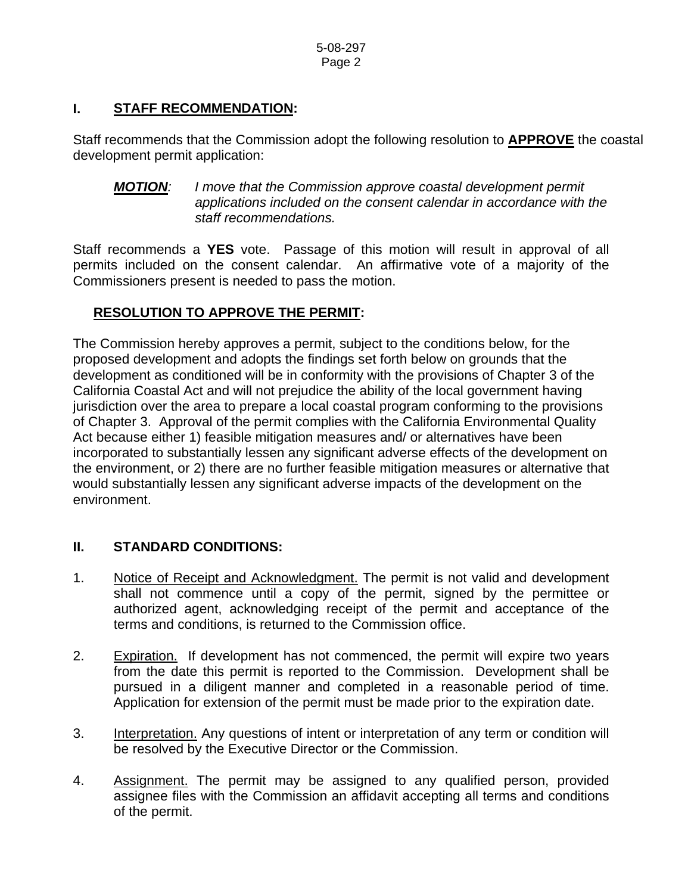## I. STAFF RECOMMENDATION:

Staff recommends that the Commission adopt the following resolution to **APPROVE** the coastal development permit application:

> ***MOTION***: *I move that the Commission approve coastal development permit applications included on the consent calendar in accordance with the staff recommendations.*

Staff recommends a **YES** vote. Passage of this motion will result in approval of all permits included on the consent calendar. An affirmative vote of a majority of the Commissioners present is needed to pass the motion.

### RESOLUTION TO APPROVE THE PERMIT:

The Commission hereby approves a permit, subject to the conditions below, for the proposed development and adopts the findings set forth below on grounds that the development as conditioned will be in conformity with the provisions of Chapter 3 of the California Coastal Act and will not prejudice the ability of the local government having jurisdiction over the area to prepare a local coastal program conforming to the provisions of Chapter 3. Approval of the permit complies with the California Environmental Quality Act because either 1) feasible mitigation measures and/ or alternatives have been incorporated to substantially lessen any significant adverse effects of the development on the environment, or 2) there are no further feasible mitigation measures or alternative that would substantially lessen any significant adverse impacts of the development on the environment.

## II. STANDARD CONDITIONS:

1. Notice of Receipt and Acknowledgment. The permit is not valid and development shall not commence until a copy of the permit, signed by the permittee or authorized agent, acknowledging receipt of the permit and acceptance of the terms and conditions, is returned to the Commission office.

2. Expiration. If development has not commenced, the permit will expire two years from the date this permit is reported to the Commission. Development shall be pursued in a diligent manner and completed in a reasonable period of time. Application for extension of the permit must be made prior to the expiration date.

3. Interpretation. Any questions of intent or interpretation of any term or condition will be resolved by the Executive Director or the Commission.

4. Assignment. The permit may be assigned to any qualified person, provided assignee files with the Commission an affidavit accepting all terms and conditions of the permit.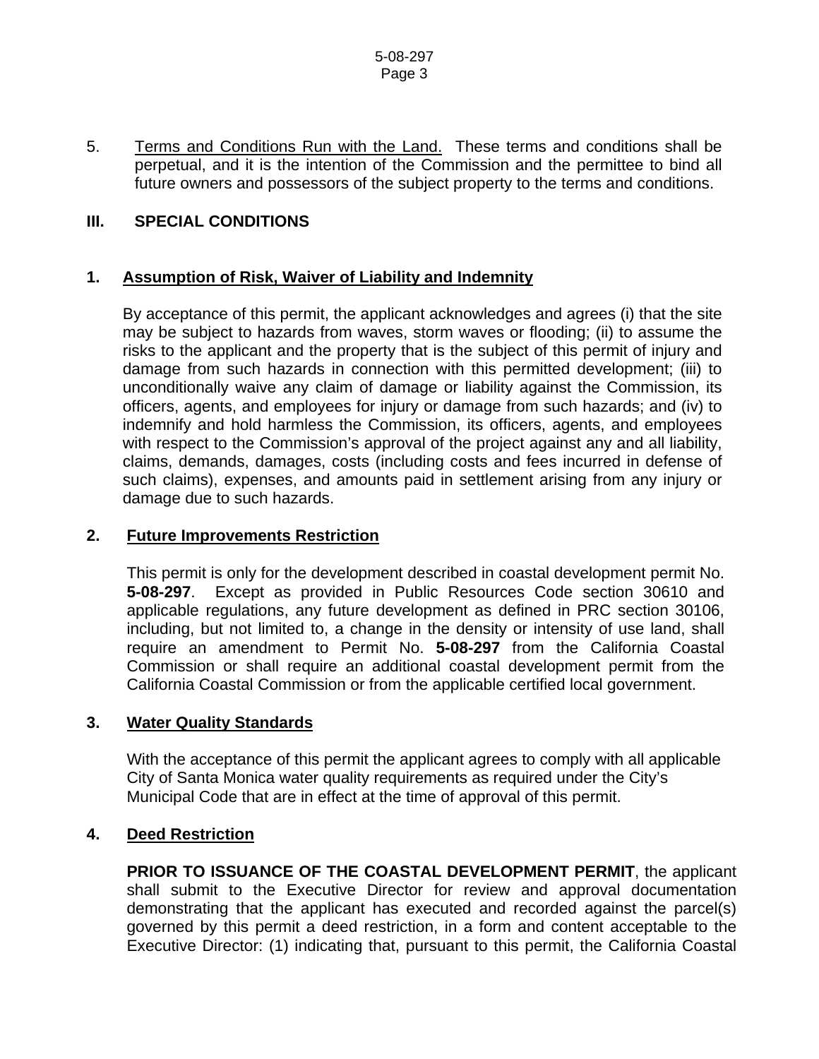5. Terms and Conditions Run with the Land. These terms and conditions shall be perpetual, and it is the intention of the Commission and the permittee to bind all future owners and possessors of the subject property to the terms and conditions.

## III. SPECIAL CONDITIONS

### 1. Assumption of Risk, Waiver of Liability and Indemnity

By acceptance of this permit, the applicant acknowledges and agrees (i) that the site may be subject to hazards from waves, storm waves or flooding; (ii) to assume the risks to the applicant and the property that is the subject of this permit of injury and damage from such hazards in connection with this permitted development; (iii) to unconditionally waive any claim of damage or liability against the Commission, its officers, agents, and employees for injury or damage from such hazards; and (iv) to indemnify and hold harmless the Commission, its officers, agents, and employees with respect to the Commission's approval of the project against any and all liability, claims, demands, damages, costs (including costs and fees incurred in defense of such claims), expenses, and amounts paid in settlement arising from any injury or damage due to such hazards.

### 2. Future Improvements Restriction

This permit is only for the development described in coastal development permit No. **5-08-297**. Except as provided in Public Resources Code section 30610 and applicable regulations, any future development as defined in PRC section 30106, including, but not limited to, a change in the density or intensity of use land, shall require an amendment to Permit No. **5-08-297** from the California Coastal Commission or shall require an additional coastal development permit from the California Coastal Commission or from the applicable certified local government.

### 3. Water Quality Standards

With the acceptance of this permit the applicant agrees to comply with all applicable City of Santa Monica water quality requirements as required under the City's Municipal Code that are in effect at the time of approval of this permit.

### 4. Deed Restriction

**PRIOR TO ISSUANCE OF THE COASTAL DEVELOPMENT PERMIT**, the applicant shall submit to the Executive Director for review and approval documentation demonstrating that the applicant has executed and recorded against the parcel(s) governed by this permit a deed restriction, in a form and content acceptable to the Executive Director: (1) indicating that, pursuant to this permit, the California Coastal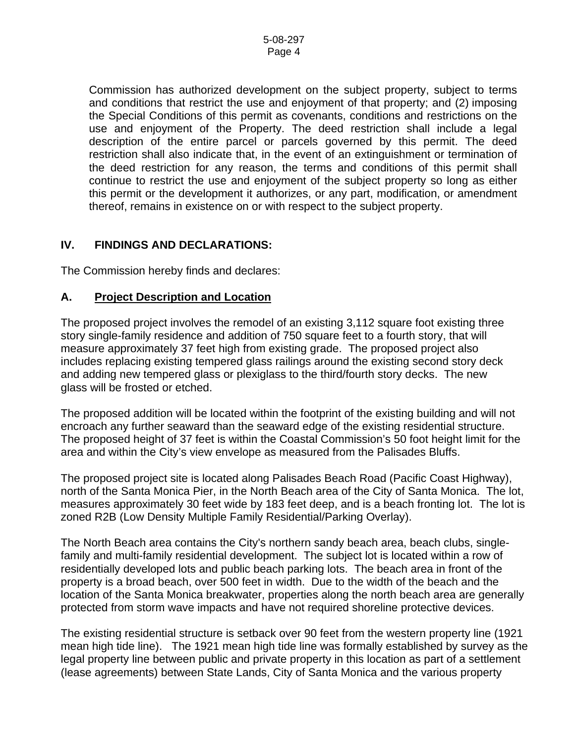Commission has authorized development on the subject property, subject to terms and conditions that restrict the use and enjoyment of that property; and (2) imposing the Special Conditions of this permit as covenants, conditions and restrictions on the use and enjoyment of the Property. The deed restriction shall include a legal description of the entire parcel or parcels governed by this permit. The deed restriction shall also indicate that, in the event of an extinguishment or termination of the deed restriction for any reason, the terms and conditions of this permit shall continue to restrict the use and enjoyment of the subject property so long as either this permit or the development it authorizes, or any part, modification, or amendment thereof, remains in existence on or with respect to the subject property.

## IV. FINDINGS AND DECLARATIONS:

The Commission hereby finds and declares:

### A. Project Description and Location

The proposed project involves the remodel of an existing 3,112 square foot existing three story single-family residence and addition of 750 square feet to a fourth story, that will measure approximately 37 feet high from existing grade. The proposed project also includes replacing existing tempered glass railings around the existing second story deck and adding new tempered glass or plexiglass to the third/fourth story decks. The new glass will be frosted or etched.

The proposed addition will be located within the footprint of the existing building and will not encroach any further seaward than the seaward edge of the existing residential structure. The proposed height of 37 feet is within the Coastal Commission's 50 foot height limit for the area and within the City's view envelope as measured from the Palisades Bluffs.

The proposed project site is located along Palisades Beach Road (Pacific Coast Highway), north of the Santa Monica Pier, in the North Beach area of the City of Santa Monica. The lot, measures approximately 30 feet wide by 183 feet deep, and is a beach fronting lot. The lot is zoned R2B (Low Density Multiple Family Residential/Parking Overlay).

The North Beach area contains the City's northern sandy beach area, beach clubs, single-family and multi-family residential development. The subject lot is located within a row of residentially developed lots and public beach parking lots. The beach area in front of the property is a broad beach, over 500 feet in width. Due to the width of the beach and the location of the Santa Monica breakwater, properties along the north beach area are generally protected from storm wave impacts and have not required shoreline protective devices.

The existing residential structure is setback over 90 feet from the western property line (1921 mean high tide line). The 1921 mean high tide line was formally established by survey as the legal property line between public and private property in this location as part of a settlement (lease agreements) between State Lands, City of Santa Monica and the various property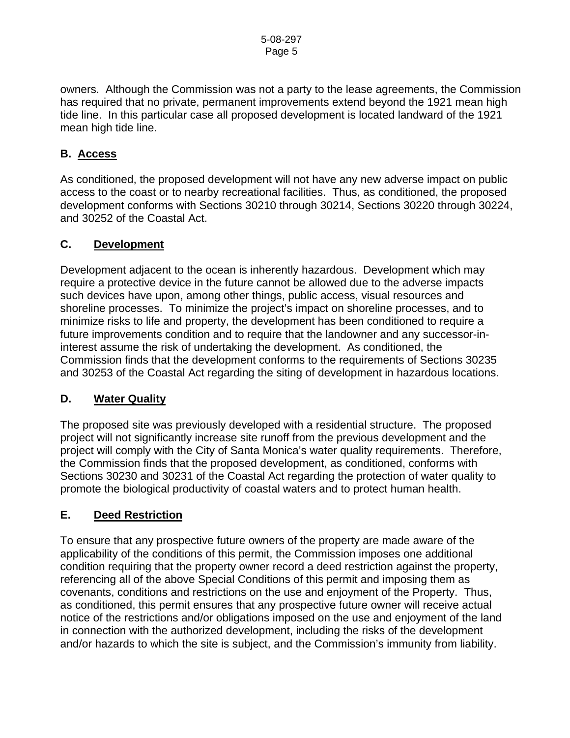owners. Although the Commission was not a party to the lease agreements, the Commission has required that no private, permanent improvements extend beyond the 1921 mean high tide line. In this particular case all proposed development is located landward of the 1921 mean high tide line.

### B. Access

As conditioned, the proposed development will not have any new adverse impact on public access to the coast or to nearby recreational facilities. Thus, as conditioned, the proposed development conforms with Sections 30210 through 30214, Sections 30220 through 30224, and 30252 of the Coastal Act.

### C. Development

Development adjacent to the ocean is inherently hazardous. Development which may require a protective device in the future cannot be allowed due to the adverse impacts such devices have upon, among other things, public access, visual resources and shoreline processes. To minimize the project's impact on shoreline processes, and to minimize risks to life and property, the development has been conditioned to require a future improvements condition and to require that the landowner and any successor-in-interest assume the risk of undertaking the development. As conditioned, the Commission finds that the development conforms to the requirements of Sections 30235 and 30253 of the Coastal Act regarding the siting of development in hazardous locations.

### D. Water Quality

The proposed site was previously developed with a residential structure. The proposed project will not significantly increase site runoff from the previous development and the project will comply with the City of Santa Monica's water quality requirements. Therefore, the Commission finds that the proposed development, as conditioned, conforms with Sections 30230 and 30231 of the Coastal Act regarding the protection of water quality to promote the biological productivity of coastal waters and to protect human health.

### E. Deed Restriction

To ensure that any prospective future owners of the property are made aware of the applicability of the conditions of this permit, the Commission imposes one additional condition requiring that the property owner record a deed restriction against the property, referencing all of the above Special Conditions of this permit and imposing them as covenants, conditions and restrictions on the use and enjoyment of the Property. Thus, as conditioned, this permit ensures that any prospective future owner will receive actual notice of the restrictions and/or obligations imposed on the use and enjoyment of the land in connection with the authorized development, including the risks of the development and/or hazards to which the site is subject, and the Commission's immunity from liability.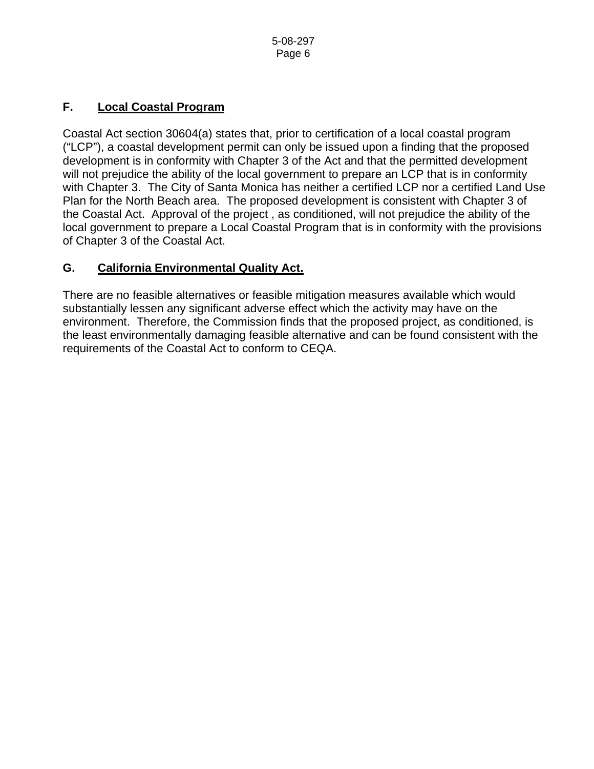## F. Local Coastal Program

Coastal Act section 30604(a) states that, prior to certification of a local coastal program ("LCP"), a coastal development permit can only be issued upon a finding that the proposed development is in conformity with Chapter 3 of the Act and that the permitted development will not prejudice the ability of the local government to prepare an LCP that is in conformity with Chapter 3. The City of Santa Monica has neither a certified LCP nor a certified Land Use Plan for the North Beach area. The proposed development is consistent with Chapter 3 of the Coastal Act. Approval of the project , as conditioned, will not prejudice the ability of the local government to prepare a Local Coastal Program that is in conformity with the provisions of Chapter 3 of the Coastal Act.

## G. California Environmental Quality Act.

There are no feasible alternatives or feasible mitigation measures available which would substantially lessen any significant adverse effect which the activity may have on the environment. Therefore, the Commission finds that the proposed project, as conditioned, is the least environmentally damaging feasible alternative and can be found consistent with the requirements of the Coastal Act to conform to CEQA.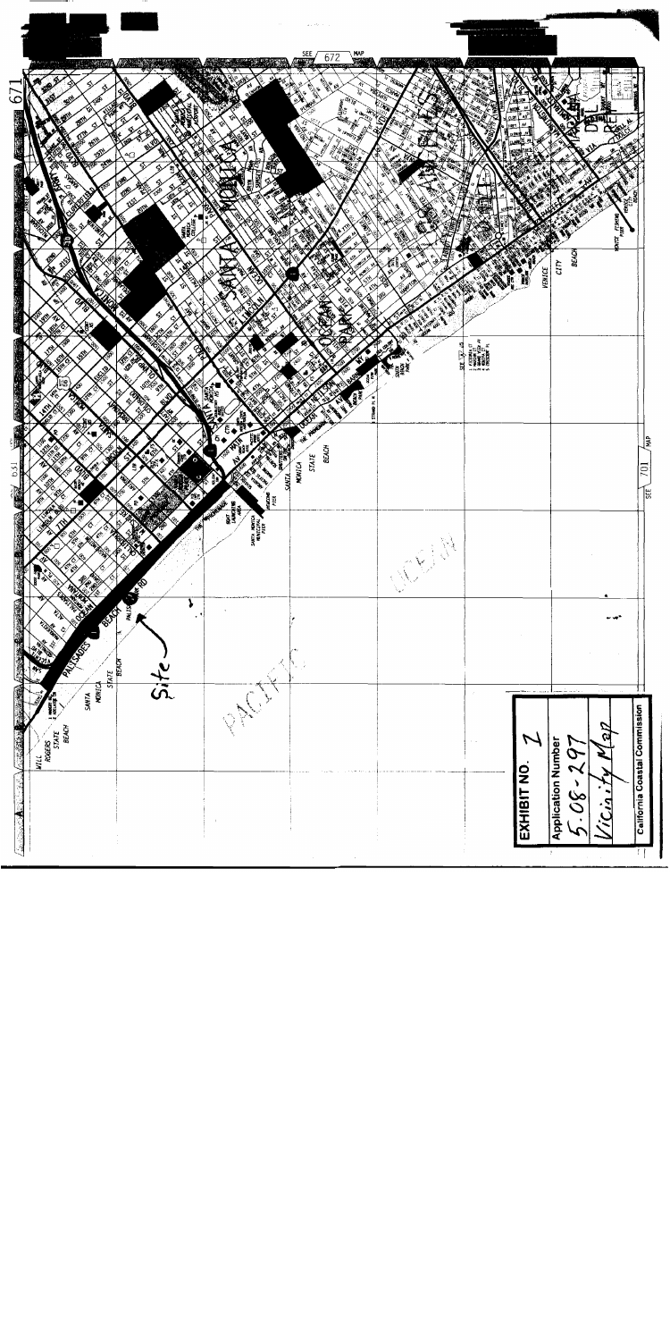**EXHIBIT NO.** 1

**Application Number**

5-08-297

Vicinity Map

**California Coastal Commission**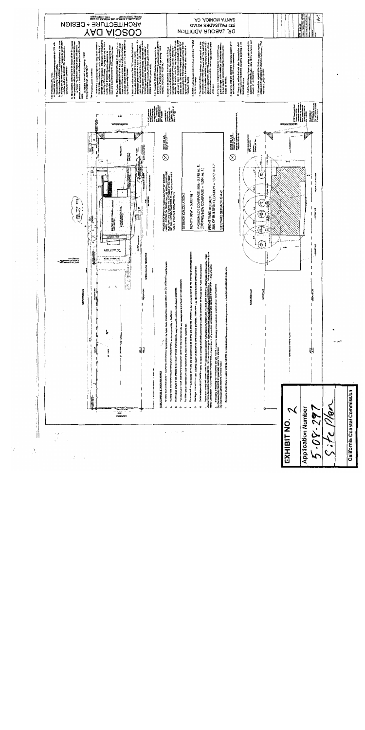**EXHIBIT NO. 2**

**Application Number**

5-08-297

Site Plan

**California Coastal Commission**

COSCIA DAY ARCHITECTURE + DESIGN

DR. JABOUR ADDITION

232 PALISADES ROAD

SANTA MONICA, CA.

SITE PLAN

SETBACK CALCULATIONS: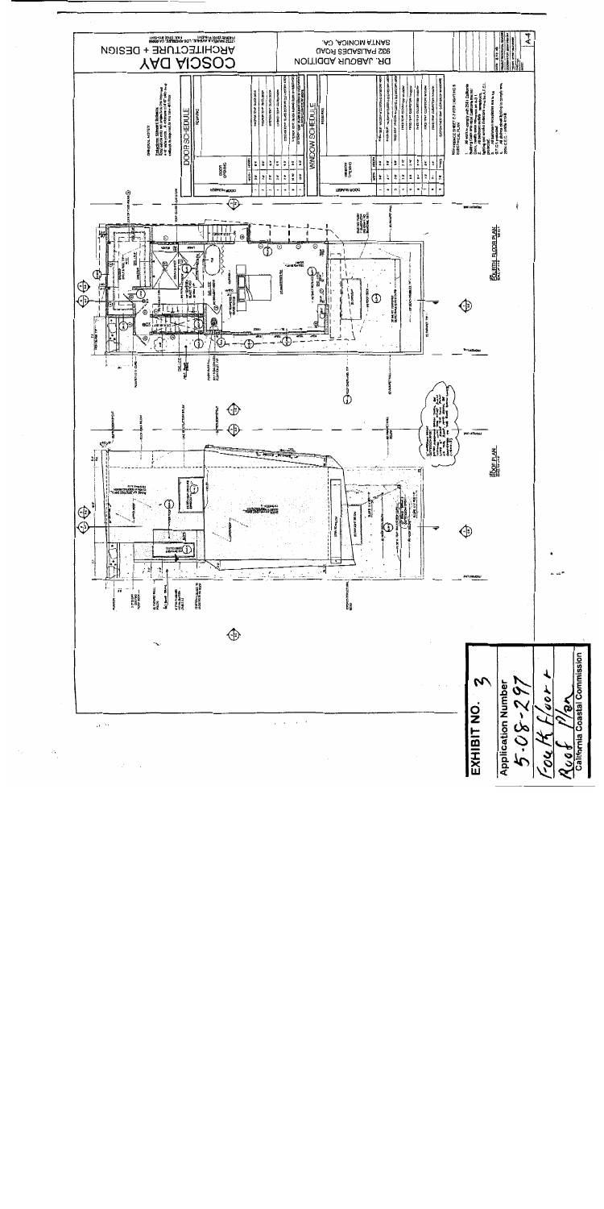COSCIA DAY
ARCHITECTURE + DESIGN

DR. JABOUR ADDITION
932 PALISADES ROAD
SANTA MONICA, CA.

A-4

FOURTH FLOOR PLAN

ROOF PLAN

DOOR SCHEDULE

WINDOW SCHEDULE

EXHIBIT NO. 3

Application Number

5-08-297

Fourth Floor + Roof Plan

California Coastal Commission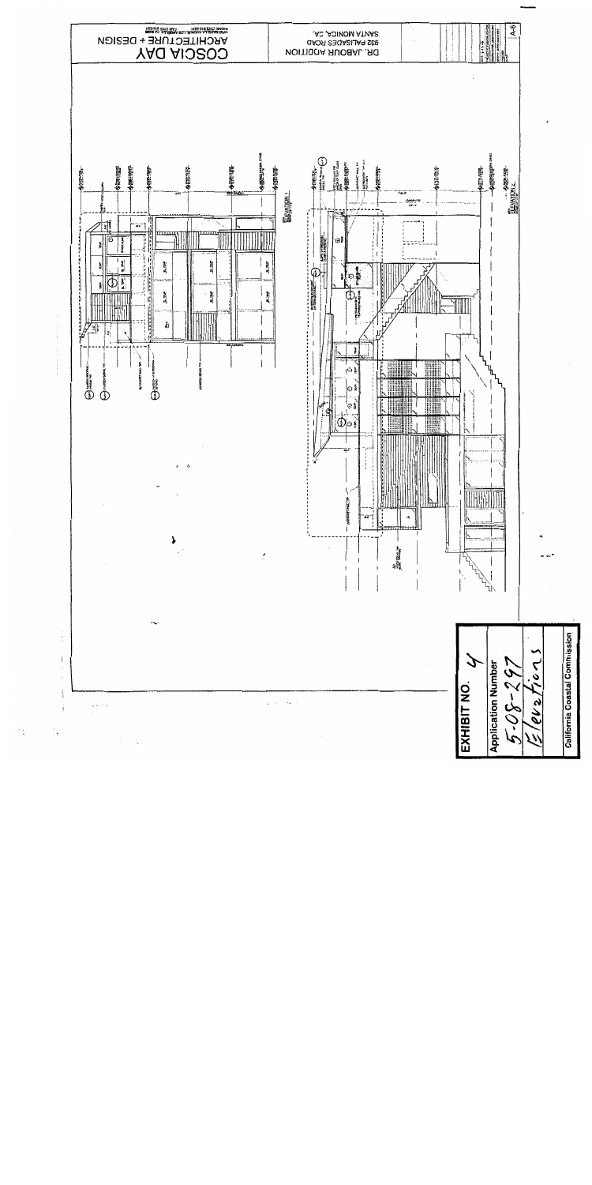COSCIA DAY
ARCHITECTURE + DESIGN

DR. JABOUR ADDITION
532 PALISADES ROAD
SANTA MONICA, CA.

A-6

ELEVATION 1

ELEVATION 2

EXHIBIT NO. 4

Application Number

5-08-297

Elevations

California Coastal Commission